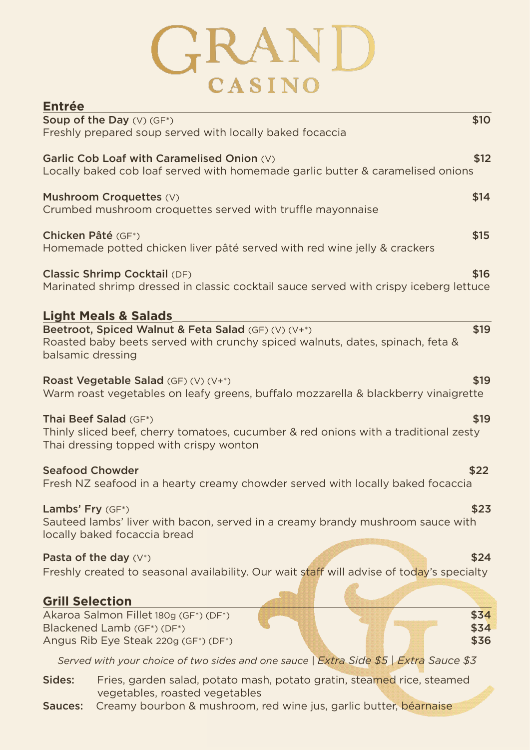# GRAND CASINO

## Entrée

**Soup of the Day** (V) (GF*) — $10
Freshly prepared soup served with locally baked focaccia

**Garlic Cob Loaf with Caramelised Onion** (V) — $12
Locally baked cob loaf served with homemade garlic butter & caramelised onions

**Mushroom Croquettes** (V) — $14
Crumbed mushroom croquettes served with truffle mayonnaise

**Chicken Pâté** (GF*) — $15
Homemade potted chicken liver pâté served with red wine jelly & crackers

**Classic Shrimp Cocktail** (DF) — $16
Marinated shrimp dressed in classic cocktail sauce served with crispy iceberg lettuce

## Light Meals & Salads

**Beetroot, Spiced Walnut & Feta Salad** (GF) (V) (V+*) — $19
Roasted baby beets served with crunchy spiced walnuts, dates, spinach, feta & balsamic dressing

**Roast Vegetable Salad** (GF) (V) (V+*) — $19
Warm roast vegetables on leafy greens, buffalo mozzarella & blackberry vinaigrette

**Thai Beef Salad** (GF*) — $19
Thinly sliced beef, cherry tomatoes, cucumber & red onions with a traditional zesty Thai dressing topped with crispy wonton

**Seafood Chowder** — $22
Fresh NZ seafood in a hearty creamy chowder served with locally baked focaccia

**Lambs' Fry** (GF*) — $23
Sauteed lambs' liver with bacon, served in a creamy brandy mushroom sauce with locally baked focaccia bread

**Pasta of the day** (V*) — $24
Freshly created to seasonal availability. Our wait staff will advise of today's specialty

## Grill Selection

Akaroa Salmon Fillet 180g (GF*) (DF*) — $34
Blackened Lamb (GF*) (DF*) — $34
Angus Rib Eye Steak 220g (GF*) (DF*) — $36

*Served with your choice of two sides and one sauce | Extra Side $5 | Extra Sauce $3*

**Sides:** Fries, garden salad, potato mash, potato gratin, steamed rice, steamed vegetables, roasted vegetables

**Sauces:** Creamy bourbon & mushroom, red wine jus, garlic butter, béarnaise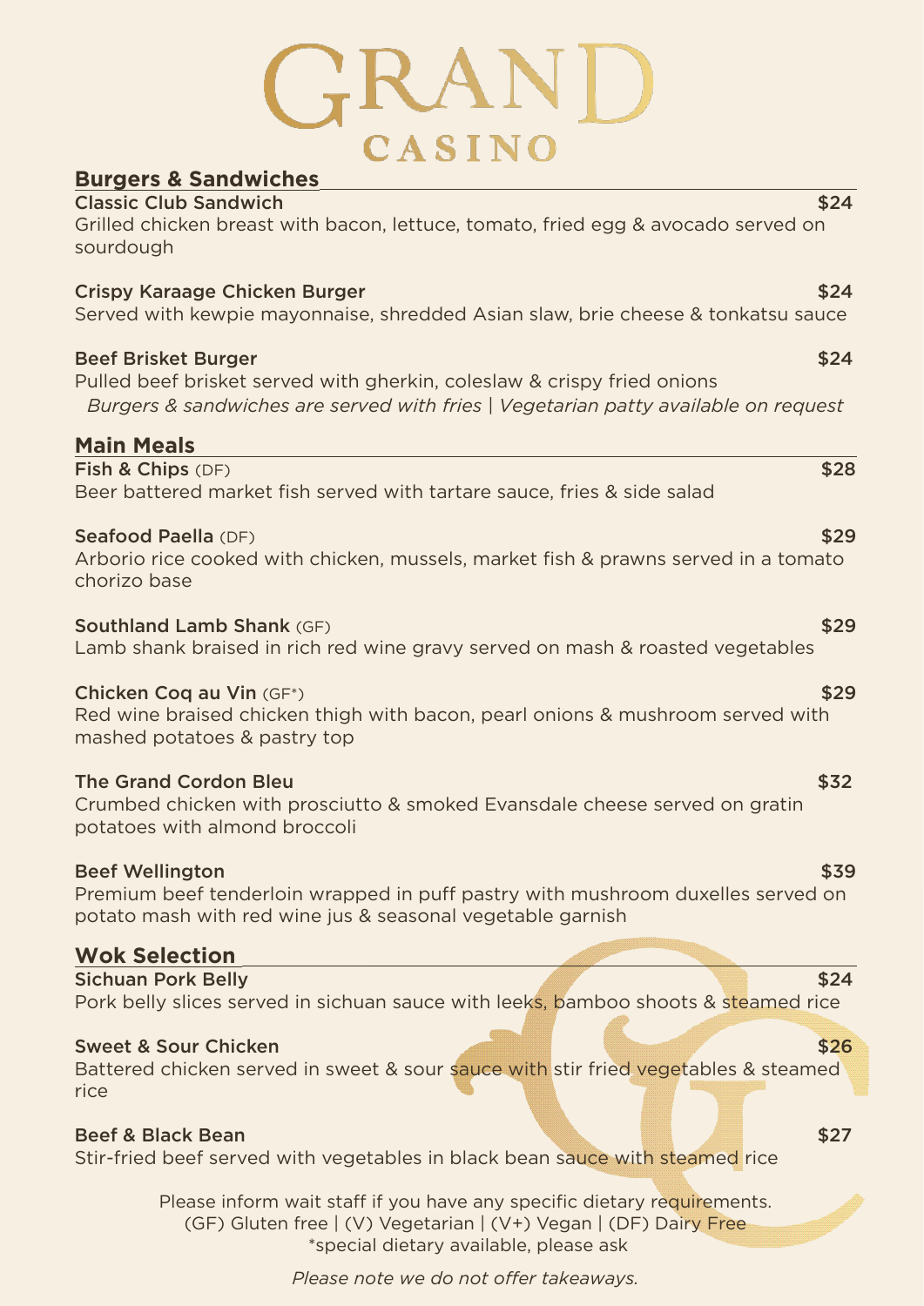# GRAND CASINO

## Burgers & Sandwiches

**Classic Club Sandwich** $24
Grilled chicken breast with bacon, lettuce, tomato, fried egg & avocado served on sourdough

**Crispy Karaage Chicken Burger** $24
Served with kewpie mayonnaise, shredded Asian slaw, brie cheese & tonkatsu sauce

**Beef Brisket Burger** $24
Pulled beef brisket served with gherkin, coleslaw & crispy fried onions

*Burgers & sandwiches are served with fries | Vegetarian patty available on request*

## Main Meals

**Fish & Chips** (DF) $28
Beer battered market fish served with tartare sauce, fries & side salad

**Seafood Paella** (DF) $29
Arborio rice cooked with chicken, mussels, market fish & prawns served in a tomato chorizo base

**Southland Lamb Shank** (GF) $29
Lamb shank braised in rich red wine gravy served on mash & roasted vegetables

**Chicken Coq au Vin** (GF*) $29
Red wine braised chicken thigh with bacon, pearl onions & mushroom served with mashed potatoes & pastry top

**The Grand Cordon Bleu** $32
Crumbed chicken with prosciutto & smoked Evansdale cheese served on gratin potatoes with almond broccoli

**Beef Wellington** $39
Premium beef tenderloin wrapped in puff pastry with mushroom duxelles served on potato mash with red wine jus & seasonal vegetable garnish

## Wok Selection

**Sichuan Pork Belly** $24
Pork belly slices served in sichuan sauce with leeks, bamboo shoots & steamed rice

**Sweet & Sour Chicken** $26
Battered chicken served in sweet & sour sauce with stir fried vegetables & steamed rice

**Beef & Black Bean** $27
Stir-fried beef served with vegetables in black bean sauce with steamed rice

Please inform wait staff if you have any specific dietary requirements.
(GF) Gluten free | (V) Vegetarian | (V+) Vegan | (DF) Dairy Free
*special dietary available, please ask

*Please note we do not offer takeaways.*